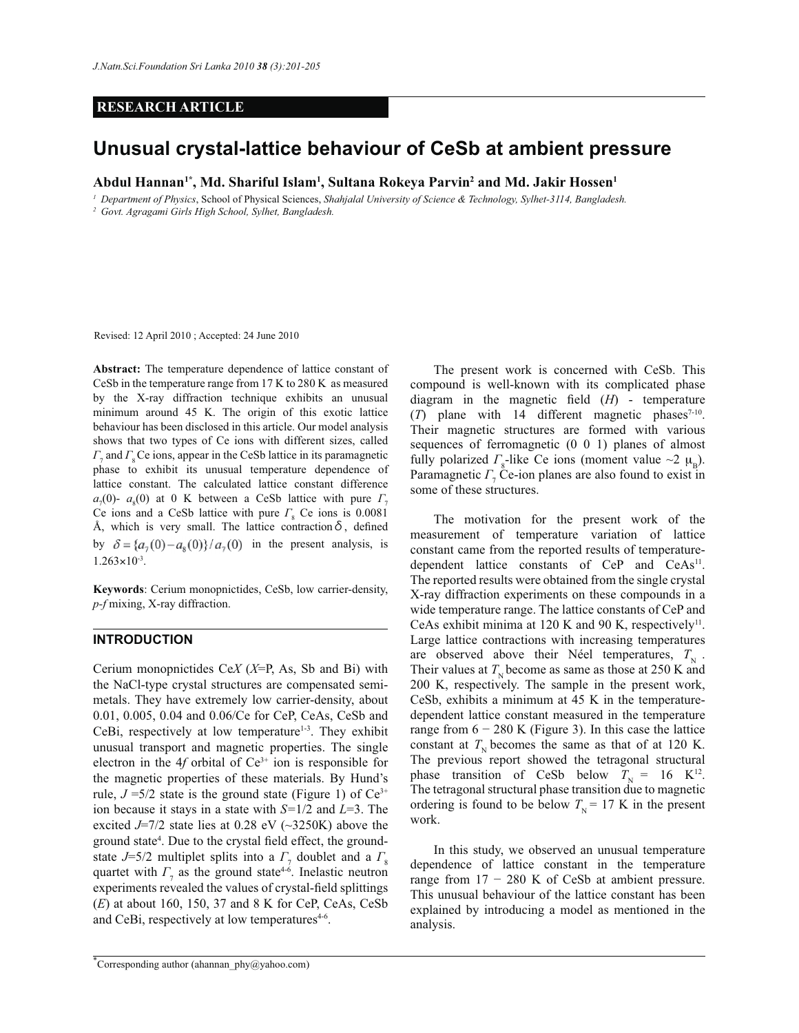RESEARCH ARTICLE

# Unusual crystal-lattice behaviour of CeSb at ambient pressure

**Abdul Hannan[1*], Md. Shariful Islam[1], Sultana Rokeya Parvin[2] and Md. Jakir Hossen[1]**

[1] *Department of Physics*, School of Physical Sciences, *Shahjalal University of Science & Technology, Sylhet-3114, Bangladesh.*

[2] *Govt. Agragami Girls High School, Sylhet, Bangladesh.*

Revised: 12 April 2010 ; Accepted: 24 June 2010

**Abstract:** The temperature dependence of lattice constant of CeSb in the temperature range from 17 K to 280 K as measured by the X-ray diffraction technique exhibits an unusual minimum around 45 K. The origin of this exotic lattice behaviour has been disclosed in this article. Our model analysis shows that two types of Ce ions with different sizes, called $\Gamma_7$ and $\Gamma_8$ Ce ions, appear in the CeSb lattice in its paramagnetic phase to exhibit its unusual temperature dependence of lattice constant. The calculated lattice constant difference $a_7(0)$- $a_8(0)$ at 0 K between a CeSb lattice with pure $\Gamma_7$ Ce ions and a CeSb lattice with pure $\Gamma_8$ Ce ions is 0.0081 Å, which is very small. The lattice contraction $\delta$, defined by $\delta = \{a_7(0) - a_8(0)\}/a_7(0)$ in the present analysis, is $1.263 \times 10^{-3}$.

**Keywords**: Cerium monopnictides, CeSb, low carrier-density, *p-f* mixing, X-ray diffraction.

## INTRODUCTION

Cerium monopnictides Ce*X* (*X*=P, As, Sb and Bi) with the NaCl-type crystal structures are compensated semi-metals. They have extremely low carrier-density, about 0.01, 0.005, 0.04 and 0.06/Ce for CeP, CeAs, CeSb and CeBi, respectively at low temperature[1-3]. They exhibit unusual transport and magnetic properties. The single electron in the 4*f* orbital of $Ce^{3+}$ ion is responsible for the magnetic properties of these materials. By Hund's rule, $J$ =5/2 state is the ground state (Figure 1) of $Ce^{3+}$ ion because it stays in a state with $S$=1/2 and $L$=3. The excited $J$=7/2 state lies at 0.28 eV (~3250K) above the ground state[4]. Due to the crystal field effect, the ground-state $J$=5/2 multiplet splits into a $\Gamma_7$ doublet and a $\Gamma_8$ quartet with $\Gamma_7$ as the ground state[4-6]. Inelastic neutron experiments revealed the values of crystal-field splittings ($E$) at about 160, 150, 37 and 8 K for CeP, CeAs, CeSb and CeBi, respectively at low temperatures[4-6].

The present work is concerned with CeSb. This compound is well-known with its complicated phase diagram in the magnetic field ($H$) - temperature ($T$) plane with 14 different magnetic phases[7-10]. Their magnetic structures are formed with various sequences of ferromagnetic (0 0 1) planes of almost fully polarized $\Gamma_8$-like Ce ions (moment value ~2 $\mu_B$). Paramagnetic $\Gamma_7$ Ce-ion planes are also found to exist in some of these structures.

The motivation for the present work of the measurement of temperature variation of lattice constant came from the reported results of temperature-dependent lattice constants of CeP and CeAs[11]. The reported results were obtained from the single crystal X-ray diffraction experiments on these compounds in a wide temperature range. The lattice constants of CeP and CeAs exhibit minima at 120 K and 90 K, respectively[11]. Large lattice contractions with increasing temperatures are observed above their Néel temperatures, $T_N$ . Their values at $T_N$ become as same as those at 250 K and 200 K, respectively. The sample in the present work, CeSb, exhibits a minimum at 45 K in the temperature-dependent lattice constant measured in the temperature range from 6 − 280 K (Figure 3). In this case the lattice constant at $T_N$ becomes the same as that of at 120 K. The previous report showed the tetragonal structural phase transition of CeSb below $T_N$ = 16 K[12]. The tetragonal structural phase transition due to magnetic ordering is found to be below $T_N$ = 17 K in the present work.

In this study, we observed an unusual temperature dependence of lattice constant in the temperature range from 17 − 280 K of CeSb at ambient pressure. This unusual behaviour of the lattice constant has been explained by introducing a model as mentioned in the analysis.

*Corresponding author (ahannan_phy@yahoo.com)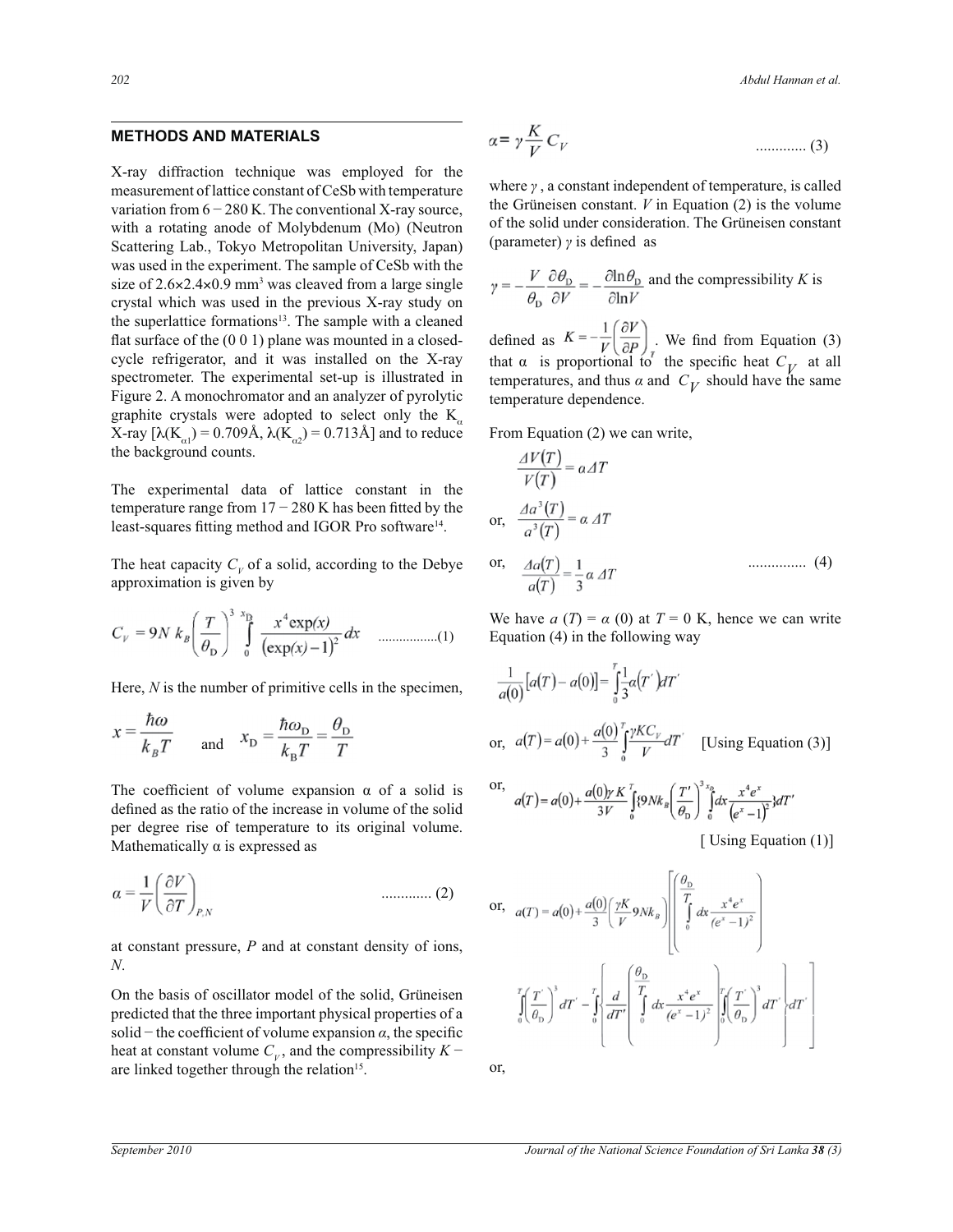## METHODS AND MATERIALS

X-ray diffraction technique was employed for the measurement of lattice constant of CeSb with temperature variation from 6 − 280 K. The conventional X-ray source, with a rotating anode of Molybdenum (Mo) (Neutron Scattering Lab., Tokyo Metropolitan University, Japan) was used in the experiment. The sample of CeSb with the size of 2.6×2.4×0.9 mm$^3$ was cleaved from a large single crystal which was used in the previous X-ray study on the superlattice formations[13]. The sample with a cleaned flat surface of the (0 0 1) plane was mounted in a closed-cycle refrigerator, and it was installed on the X-ray spectrometer. The experimental set-up is illustrated in Figure 2. A monochromator and an analyzer of pyrolytic graphite crystals were adopted to select only the $K_\alpha$ X-ray [$\lambda(K_{\alpha 1})$ = 0.709Å, $\lambda(K_{\alpha 2})$ = 0.713Å] and to reduce the background counts.

The experimental data of lattice constant in the temperature range from 17 − 280 K has been fitted by the least-squares fitting method and IGOR Pro software[14].

The heat capacity $C_V$ of a solid, according to the Debye approximation is given by

$$C_V = 9N\,k_B\left(\frac{T}{\theta_D}\right)^3 \int_0^{x_D} \frac{x^4 \exp(x)}{(\exp(x)-1)^2}\,dx \qquad \text{................(1)}$$

Here, $N$ is the number of primitive cells in the specimen,

$$x = \frac{\hbar\omega}{k_B T} \quad \text{and} \quad x_D = \frac{\hbar\omega_D}{k_B T} = \frac{\theta_D}{T}$$

The coefficient of volume expansion α of a solid is defined as the ratio of the increase in volume of the solid per degree rise of temperature to its original volume. Mathematically α is expressed as

$$\alpha = \frac{1}{V}\left(\frac{\partial V}{\partial T}\right)_{P,N} \qquad \text{............. (2)}$$

at constant pressure, $P$ and at constant density of ions, $N$.

On the basis of oscillator model of the solid, Grüneisen predicted that the three important physical properties of a solid − the coefficient of volume expansion $\alpha$, the specific heat at constant volume $C_V$, and the compressibility $K$ − are linked together through the relation[15].

$$\alpha = \gamma \frac{K}{V} C_V \qquad \text{............. (3)}$$

where $\gamma$ , a constant independent of temperature, is called the Grüneisen constant. $V$ in Equation (2) is the volume of the solid under consideration. The Grüneisen constant (parameter) $\gamma$ is defined as

$$\gamma = -\frac{V}{\theta_D}\frac{\partial \theta_D}{\partial V} = -\frac{\partial \ln\theta_D}{\partial \ln V}$$ and the compressibility $K$ is defined as $K = -\frac{1}{V}\left(\frac{\partial V}{\partial P}\right)_T$. We find from Equation (3) that α is proportional to the specific heat $C_V$ at all temperatures, and thus $\alpha$ and $C_V$ should have the same temperature dependence.

From Equation (2) we can write,

$$\frac{\Delta V(T)}{V(T)} = \alpha\,\Delta T$$

or, $$\frac{\Delta a^3(T)}{a^3(T)} = \alpha\,\Delta T$$

or, $$\frac{\Delta a(T)}{a(T)} = \frac{1}{3}\alpha\,\Delta T \qquad \text{............... (4)}$$

We have $a(T) = \alpha(0)$ at $T$ = 0 K, hence we can write Equation (4) in the following way

$$\frac{1}{a(0)}\left[a(T) - a(0)\right] = \int_0^T \frac{1}{3}\alpha(T')\,dT'$$

or, $$a(T) = a(0) + \frac{a(0)}{3}\int_0^T \frac{\gamma K C_V}{V} dT' \qquad \text{[Using Equation (3)]}$$

or, $$a(T) = a(0) + \frac{a(0)\gamma K}{3V}\int_0^T \left\{9Nk_B\left(\frac{T'}{\theta_D}\right)^3 \int_0^{x_D} dx \frac{x^4 e^x}{(e^x-1)^2}\right\} dT'$$

[ Using Equation (1)]

or, $$a(T) = a(0) + \frac{a(0)}{3}\left(\frac{\gamma K}{V} 9Nk_B\right)\left[\left(\int_0^{\frac{\theta_D}{T}} dx \frac{x^4 e^x}{(e^x-1)^2}\right)\int_0^T \left(\frac{T'}{\theta_D}\right)^3 dT' - \int_0^T \left\{\frac{d}{dT'}\left(\int_0^{\frac{\theta_D}{T}} dx \frac{x^4 e^x}{(e^x-1)^2}\right)\int_0^{T'} \left(\frac{T'}{\theta_D}\right)^3 dT'\right\} dT'\right]$$

or,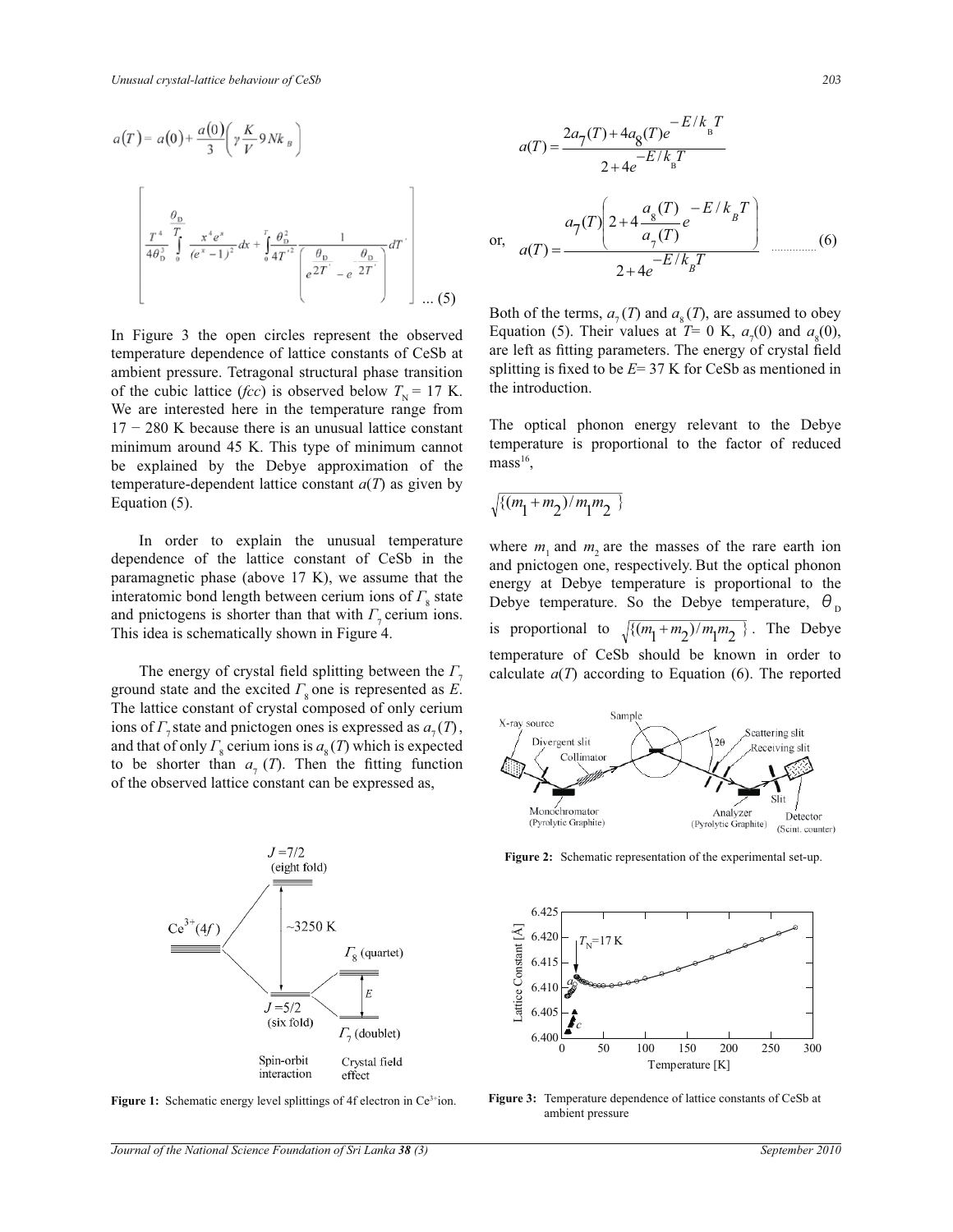$$a(T) = a(0) + \frac{a(0)}{3}\left(\gamma \frac{K}{V} 9Nk_B\right)$$

$$\left[ \frac{T^4}{4\theta_D^3} \int_0^{\frac{\theta_D}{T}} \frac{x^4 e^x}{(e^x - 1)^2} dx + \int_0^T \frac{\theta_D^2}{4T'^2} \frac{1}{\left( e^{\frac{\theta_D}{2T'}} - e^{-\frac{\theta_D}{2T'}} \right)} dT' \right] \quad \text{... (5)}$$

In Figure 3 the open circles represent the observed temperature dependence of lattice constants of CeSb at ambient pressure. Tetragonal structural phase transition of the cubic lattice (*fcc*) is observed below $T_N = 17$ K. We are interested here in the temperature range from 17 − 280 K because there is an unusual lattice constant minimum around 45 K. This type of minimum cannot be explained by the Debye approximation of the temperature-dependent lattice constant $a(T)$ as given by Equation (5).

In order to explain the unusual temperature dependence of the lattice constant of CeSb in the paramagnetic phase (above 17 K), we assume that the interatomic bond length between cerium ions of $\Gamma_8$ state and pnictogens is shorter than that with $\Gamma_7$ cerium ions. This idea is schematically shown in Figure 4.

The energy of crystal field splitting between the $\Gamma_7$ ground state and the excited $\Gamma_8$ one is represented as $E$. The lattice constant of crystal composed of only cerium ions of $\Gamma_7$ state and pnictogen ones is expressed as $a_7(T)$, and that of only $\Gamma_8$ cerium ions is $a_8(T)$ which is expected to be shorter than $a_7(T)$. Then the fitting function of the observed lattice constant can be expressed as,

Figure 1: Schematic energy level splittings of 4f electron in $Ce^{3+}$ ion.

$$a(T) = \frac{2a_7(T) + 4a_8(T)e^{-E/k_BT}}{2 + 4e^{-E/k_BT}}$$

or,

$$a(T) = \frac{a_7(T)\left(2 + 4\frac{a_8(T)}{a_7(T)}e^{-E/k_BT}\right)}{2 + 4e^{-E/k_BT}} \quad \text{............... (6)}$$

Both of the terms, $a_7(T)$ and $a_8(T)$, are assumed to obey Equation (5). Their values at $T = 0$ K, $a_7(0)$ and $a_8(0)$, are left as fitting parameters. The energy of crystal field splitting is fixed to be $E = 37$ K for CeSb as mentioned in the introduction.

The optical phonon energy relevant to the Debye temperature is proportional to the factor of reduced mass[16],

$$\sqrt{\{(m_1 + m_2)/m_1m_2\}}$$

where $m_1$ and $m_2$ are the masses of the rare earth ion and pnictogen one, respectively. But the optical phonon energy at Debye temperature is proportional to the Debye temperature. So the Debye temperature, $\theta_D$ is proportional to $\sqrt{\{(m_1 + m_2)/m_1m_2\}}$. The Debye temperature of CeSb should be known in order to calculate $a(T)$ according to Equation (6). The reported

Figure 2: Schematic representation of the experimental set-up.

Figure 3: Temperature dependence of lattice constants of CeSb at ambient pressure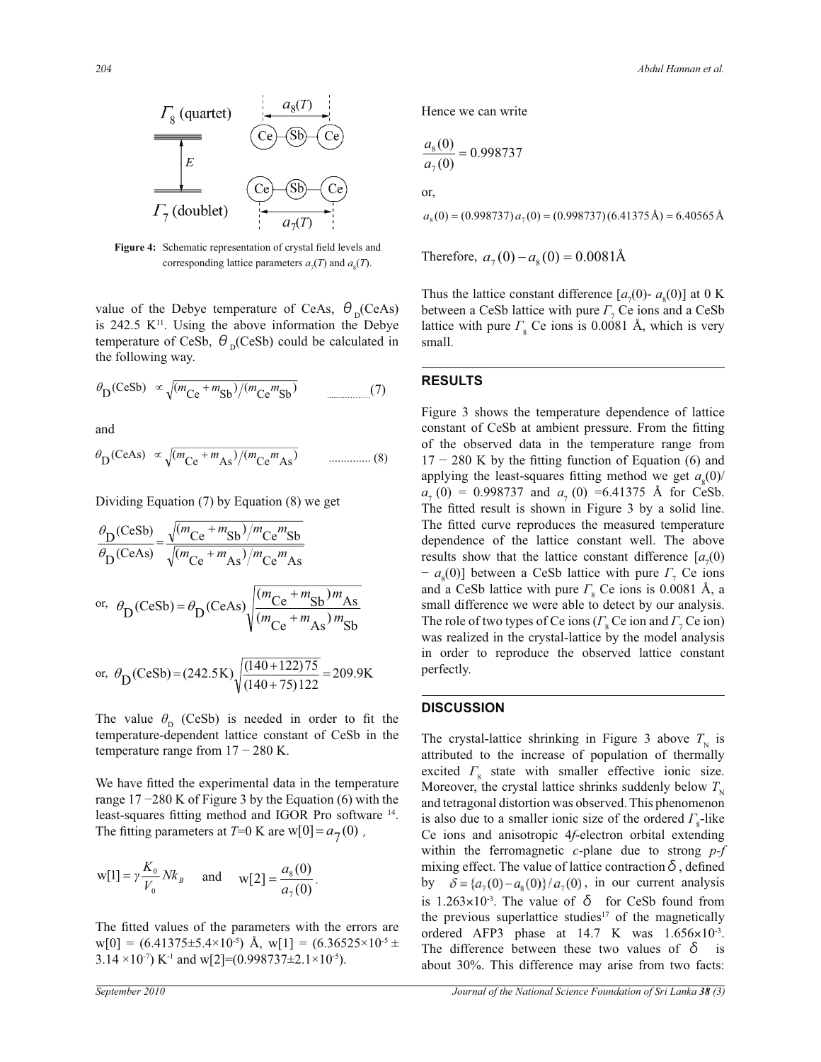Figure 4: Schematic representation of crystal field levels and corresponding lattice parameters $a_7(T)$ and $a_8(T)$.

value of the Debye temperature of CeAs, $\theta_D$(CeAs) is 242.5 K[11]. Using the above information the Debye temperature of CeSb, $\theta_D$(CeSb) could be calculated in the following way.

$$\theta_D(\text{CeSb}) \propto \sqrt{(m_{Ce} + m_{Sb})/(m_{Ce} m_{Sb})} \qquad (7)$$

and

$$\theta_D(\text{CeAs}) \propto \sqrt{(m_{Ce} + m_{As})/(m_{Ce} m_{As})} \qquad (8)$$

Dividing Equation (7) by Equation (8) we get

$$\frac{\theta_D(\text{CeSb})}{\theta_D(\text{CeAs})} = \frac{\sqrt{(m_{Ce} + m_{Sb})/m_{Ce} m_{Sb}}}{\sqrt{(m_{Ce} + m_{As})/m_{Ce} m_{As}}}$$

or, $$\theta_D(\text{CeSb}) = \theta_D(\text{CeAs}) \sqrt{\frac{(m_{Ce} + m_{Sb}) m_{As}}{(m_{Ce} + m_{As}) m_{Sb}}}$$

or, $$\theta_D(\text{CeSb}) = (242.5\text{K}) \sqrt{\frac{(140+122)75}{(140+75)122}} = 209.9\text{K}$$

The value $\theta_D$ (CeSb) is needed in order to fit the temperature-dependent lattice constant of CeSb in the temperature range from 17 − 280 K.

We have fitted the experimental data in the temperature range 17 −280 K of Figure 3 by the Equation (6) with the least-squares fitting method and IGOR Pro software [14]. The fitting parameters at $T$=0 K are $w[0] = a_7(0)$,

$$w[1] = \gamma \frac{K_0}{V_0} N k_B \quad \text{and} \quad w[2] = \frac{a_8(0)}{a_7(0)}.$$

The fitted values of the parameters with the errors are w[0] = (6.41375±5.4×10$^{-5}$) Å, w[1] = (6.36525×10$^{-5}$ ± 3.14 ×10$^{-7}$) K$^{-1}$ and w[2]=(0.998737±2.1×10$^{-5}$).

Hence we can write

$$\frac{a_8(0)}{a_7(0)} = 0.998737$$

or,

$$a_8(0) = (0.998737)\, a_7(0) = (0.998737)(6.41375\,\text{Å}) = 6.40565\,\text{Å}$$

Therefore, $a_7(0) - a_8(0) = 0.0081\text{Å}$

Thus the lattice constant difference [$a_7(0)$- $a_8(0)$] at 0 K between a CeSb lattice with pure $\Gamma_7$ Ce ions and a CeSb lattice with pure $\Gamma_8$ Ce ions is 0.0081 Å, which is very small.

## RESULTS

Figure 3 shows the temperature dependence of lattice constant of CeSb at ambient pressure. From the fitting of the observed data in the temperature range from 17 − 280 K by the fitting function of Equation (6) and applying the least-squares fitting method we get $a_8(0)/a_7(0)$ = 0.998737 and $a_7(0)$ =6.41375 Å for CeSb. The fitted result is shown in Figure 3 by a solid line. The fitted curve reproduces the measured temperature dependence of the lattice constant well. The above results show that the lattice constant difference [$a_7(0)$ − $a_8(0)$] between a CeSb lattice with pure $\Gamma_7$ Ce ions and a CeSb lattice with pure $\Gamma_8$ Ce ions is 0.0081 Å, a small difference we were able to detect by our analysis. The role of two types of Ce ions ($\Gamma_8$ Ce ion and $\Gamma_7$ Ce ion) was realized in the crystal-lattice by the model analysis in order to reproduce the observed lattice constant perfectly.

## DISCUSSION

The crystal-lattice shrinking in Figure 3 above $T_N$ is attributed to the increase of population of thermally excited $\Gamma_8$ state with smaller effective ionic size. Moreover, the crystal lattice shrinks suddenly below $T_N$ and tetragonal distortion was observed. This phenomenon is also due to a smaller ionic size of the ordered $\Gamma_8$-like Ce ions and anisotropic 4*f*-electron orbital extending within the ferromagnetic *c*-plane due to strong *p-f* mixing effect. The value of lattice contraction $\delta$, defined by $\delta = \{a_7(0) - a_8(0)\}/a_7(0)$, in our current analysis is 1.263×10$^{-3}$. The value of $\delta$ for CeSb found from the previous superlattice studies[17] of the magnetically ordered AFP3 phase at 14.7 K was 1.656×10$^{-3}$. The difference between these two values of $\delta$ is about 30%. This difference may arise from two facts: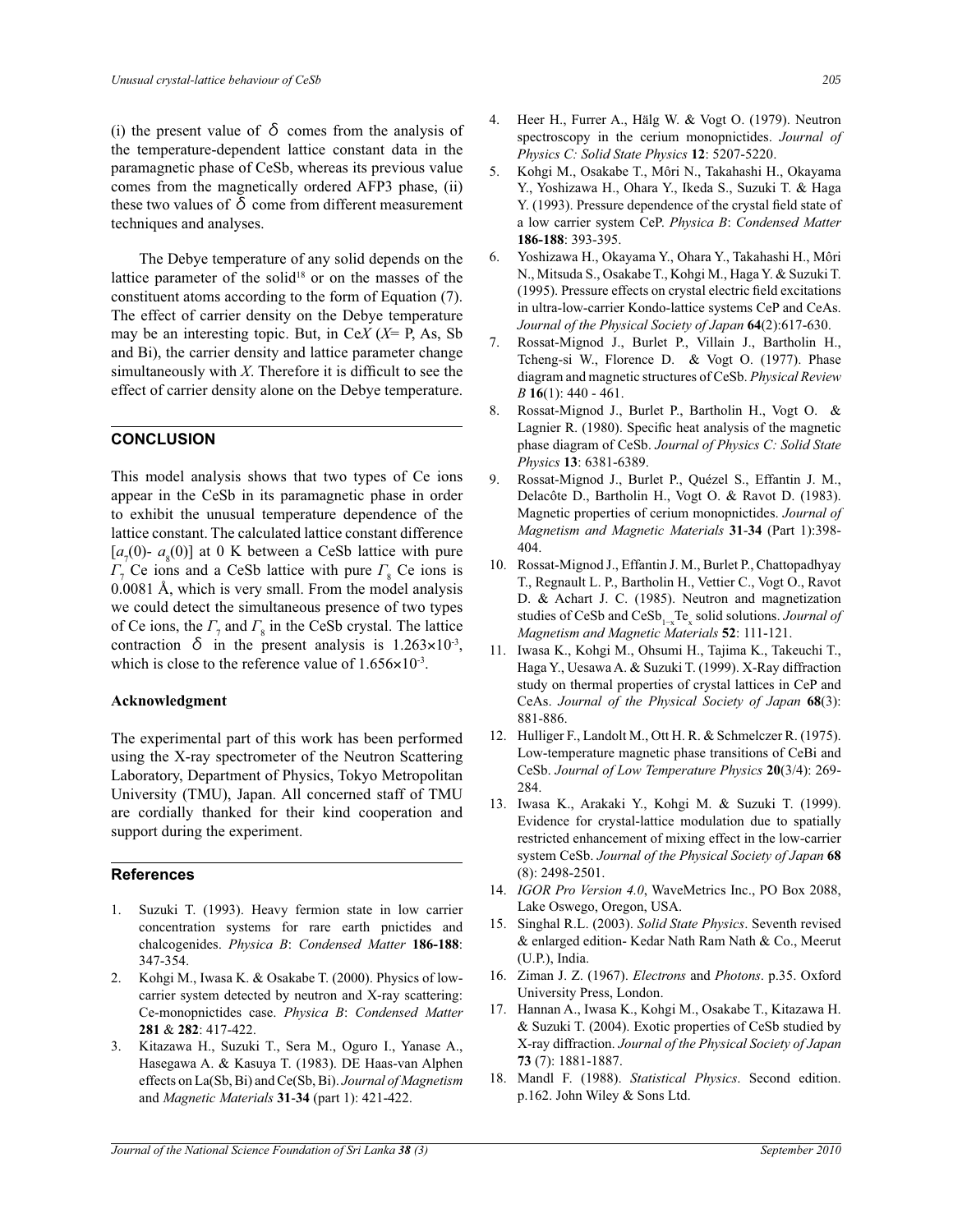(i) the present value of $\delta$ comes from the analysis of the temperature-dependent lattice constant data in the paramagnetic phase of CeSb, whereas its previous value comes from the magnetically ordered AFP3 phase, (ii) these two values of $\delta$ come from different measurement techniques and analyses.

The Debye temperature of any solid depends on the lattice parameter of the solid[18] or on the masses of the constituent atoms according to the form of Equation (7). The effect of carrier density on the Debye temperature may be an interesting topic. But, in Ce*X* (*X*= P, As, Sb and Bi), the carrier density and lattice parameter change simultaneously with *X*. Therefore it is difficult to see the effect of carrier density alone on the Debye temperature.

## CONCLUSION

This model analysis shows that two types of Ce ions appear in the CeSb in its paramagnetic phase in order to exhibit the unusual temperature dependence of the lattice constant. The calculated lattice constant difference [$a_7(0)$- $a_8(0)$] at 0 K between a CeSb lattice with pure $\Gamma_7$ Ce ions and a CeSb lattice with pure $\Gamma_8$ Ce ions is 0.0081 Å, which is very small. From the model analysis we could detect the simultaneous presence of two types of Ce ions, the $\Gamma_7$ and $\Gamma_8$ in the CeSb crystal. The lattice contraction $\delta$ in the present analysis is $1.263\times10^{-3}$, which is close to the reference value of $1.656\times10^{-3}$.

### Acknowledgment

The experimental part of this work has been performed using the X-ray spectrometer of the Neutron Scattering Laboratory, Department of Physics, Tokyo Metropolitan University (TMU), Japan. All concerned staff of TMU are cordially thanked for their kind cooperation and support during the experiment.

## References

1. Suzuki T. (1993). Heavy fermion state in low carrier concentration systems for rare earth pnictides and chalcogenides. *Physica B*: *Condensed Matter* **186-188**: 347-354.
2. Kohgi M., Iwasa K. & Osakabe T. (2000). Physics of low-carrier system detected by neutron and X-ray scattering: Ce-monopnictides case. *Physica B*: *Condensed Matter* **281** & **282**: 417-422.
3. Kitazawa H., Suzuki T., Sera M., Oguro I., Yanase A., Hasegawa A. & Kasuya T. (1983). DE Haas-van Alphen effects on La(Sb, Bi) and Ce(Sb, Bi). *Journal of Magnetism* and *Magnetic Materials* **31-34** (part 1): 421-422.
4. Heer H., Furrer A., Hälg W. & Vogt O. (1979). Neutron spectroscopy in the cerium monopnictides. *Journal of Physics C: Solid State Physics* **12**: 5207-5220.
5. Kohgi M., Osakabe T., Môri N., Takahashi H., Okayama Y., Yoshizawa H., Ohara Y., Ikeda S., Suzuki T. & Haga Y. (1993). Pressure dependence of the crystal field state of a low carrier system CeP. *Physica B*: *Condensed Matter* **186-188**: 393-395.
6. Yoshizawa H., Okayama Y., Ohara Y., Takahashi H., Môri N., Mitsuda S., Osakabe T., Kohgi M., Haga Y. & Suzuki T. (1995). Pressure effects on crystal electric field excitations in ultra-low-carrier Kondo-lattice systems CeP and CeAs. *Journal of the Physical Society of Japan* **64**(2):617-630.
7. Rossat-Mignod J., Burlet P., Villain J., Bartholin H., Tcheng-si W., Florence D. & Vogt O. (1977). Phase diagram and magnetic structures of CeSb. *Physical Review B* **16**(1): 440 - 461.
8. Rossat-Mignod J., Burlet P., Bartholin H., Vogt O. & Lagnier R. (1980). Specific heat analysis of the magnetic phase diagram of CeSb. *Journal of Physics C: Solid State Physics* **13**: 6381-6389.
9. Rossat-Mignod J., Burlet P., Quézel S., Effantin J. M., Delacôte D., Bartholin H., Vogt O. & Ravot D. (1983). Magnetic properties of cerium monopnictides. *Journal of Magnetism and Magnetic Materials* **31-34** (Part 1):398-404.
10. Rossat-Mignod J., Effantin J. M., Burlet P., Chattopadhyay T., Regnault L. P., Bartholin H., Vettier C., Vogt O., Ravot D. & Achart J. C. (1985). Neutron and magnetization studies of CeSb and $CeSb_{1-x}Te_x$ solid solutions. *Journal of Magnetism and Magnetic Materials* **52**: 111-121.
11. Iwasa K., Kohgi M., Ohsumi H., Tajima K., Takeuchi T., Haga Y., Uesawa A. & Suzuki T. (1999). X-Ray diffraction study on thermal properties of crystal lattices in CeP and CeAs. *Journal of the Physical Society of Japan* **68**(3): 881-886.
12. Hulliger F., Landolt M., Ott H. R. & Schmelczer R. (1975). Low-temperature magnetic phase transitions of CeBi and CeSb. *Journal of Low Temperature Physics* **20**(3/4): 269-284.
13. Iwasa K., Arakaki Y., Kohgi M. & Suzuki T. (1999). Evidence for crystal-lattice modulation due to spatially restricted enhancement of mixing effect in the low-carrier system CeSb. *Journal of the Physical Society of Japan* **68** (8): 2498-2501.
14. *IGOR Pro Version 4.0*, WaveMetrics Inc., PO Box 2088, Lake Oswego, Oregon, USA.
15. Singhal R.L. (2003). *Solid State Physics*. Seventh revised & enlarged edition- Kedar Nath Ram Nath & Co., Meerut (U.P.), India.
16. Ziman J. Z. (1967). *Electrons* and *Photons*. p.35. Oxford University Press, London.
17. Hannan A., Iwasa K., Kohgi M., Osakabe T., Kitazawa H. & Suzuki T. (2004). Exotic properties of CeSb studied by X-ray diffraction. *Journal of the Physical Society of Japan* **73** (7): 1881-1887.
18. Mandl F. (1988). *Statistical Physics*. Second edition. p.162. John Wiley & Sons Ltd.